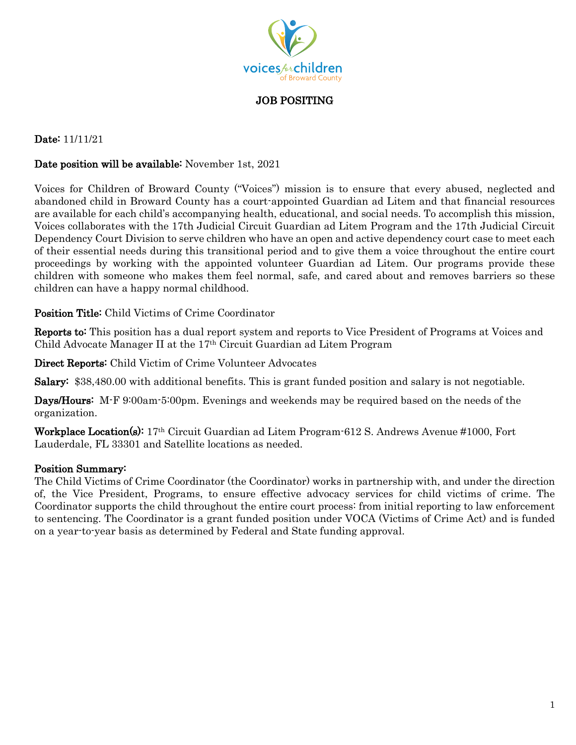voices for children of Broward County

# JOB POSITING

**Date:** 11/11/21

**Date position will be available:** November 1st, 2021

Voices for Children of Broward County ("Voices") mission is to ensure that every abused, neglected and abandoned child in Broward County has a court-appointed Guardian ad Litem and that financial resources are available for each child's accompanying health, educational, and social needs. To accomplish this mission, Voices collaborates with the 17th Judicial Circuit Guardian ad Litem Program and the 17th Judicial Circuit Dependency Court Division to serve children who have an open and active dependency court case to meet each of their essential needs during this transitional period and to give them a voice throughout the entire court proceedings by working with the appointed volunteer Guardian ad Litem. Our programs provide these children with someone who makes them feel normal, safe, and cared about and removes barriers so these children can have a happy normal childhood.

**Position Title:** Child Victims of Crime Coordinator

**Reports to:** This position has a dual report system and reports to Vice President of Programs at Voices and Child Advocate Manager II at the 17th Circuit Guardian ad Litem Program

**Direct Reports:** Child Victim of Crime Volunteer Advocates

**Salary:** $38,480.00 with additional benefits. This is grant funded position and salary is not negotiable.

**Days/Hours:** M-F 9:00am-5:00pm. Evenings and weekends may be required based on the needs of the organization.

**Workplace Location(s):** 17th Circuit Guardian ad Litem Program-612 S. Andrews Avenue #1000, Fort Lauderdale, FL 33301 and Satellite locations as needed.

**Position Summary:**
The Child Victims of Crime Coordinator (the Coordinator) works in partnership with, and under the direction of, the Vice President, Programs, to ensure effective advocacy services for child victims of crime. The Coordinator supports the child throughout the entire court process: from initial reporting to law enforcement to sentencing. The Coordinator is a grant funded position under VOCA (Victims of Crime Act) and is funded on a year-to-year basis as determined by Federal and State funding approval.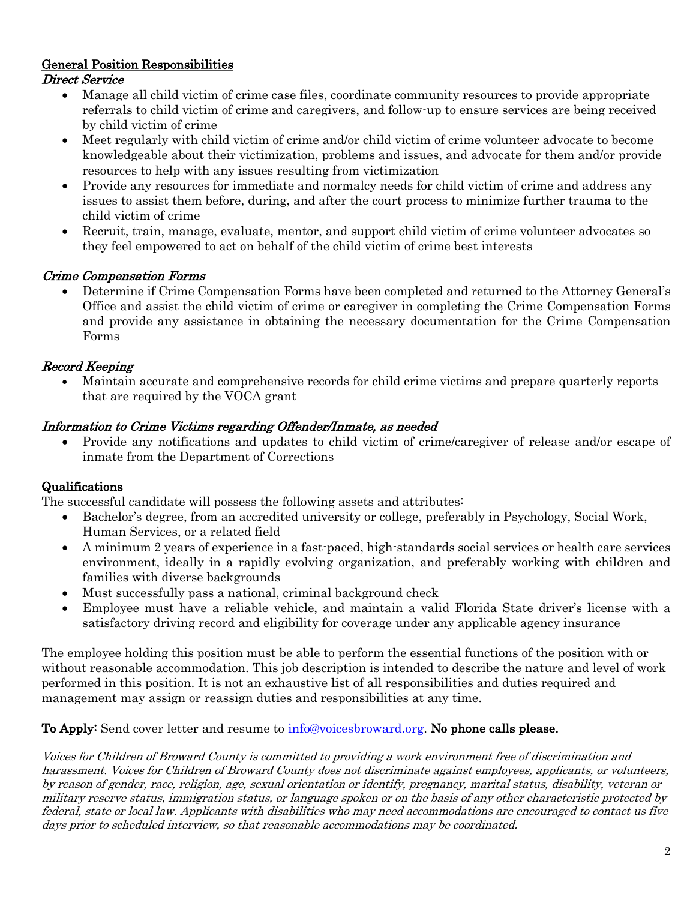## General Position Responsibilities

### *Direct Service*

- Manage all child victim of crime case files, coordinate community resources to provide appropriate referrals to child victim of crime and caregivers, and follow-up to ensure services are being received by child victim of crime
- Meet regularly with child victim of crime and/or child victim of crime volunteer advocate to become knowledgeable about their victimization, problems and issues, and advocate for them and/or provide resources to help with any issues resulting from victimization
- Provide any resources for immediate and normalcy needs for child victim of crime and address any issues to assist them before, during, and after the court process to minimize further trauma to the child victim of crime
- Recruit, train, manage, evaluate, mentor, and support child victim of crime volunteer advocates so they feel empowered to act on behalf of the child victim of crime best interests

### *Crime Compensation Forms*

- Determine if Crime Compensation Forms have been completed and returned to the Attorney General's Office and assist the child victim of crime or caregiver in completing the Crime Compensation Forms and provide any assistance in obtaining the necessary documentation for the Crime Compensation Forms

### *Record Keeping*

- Maintain accurate and comprehensive records for child crime victims and prepare quarterly reports that are required by the VOCA grant

### *Information to Crime Victims regarding Offender/Inmate, as needed*

- Provide any notifications and updates to child victim of crime/caregiver of release and/or escape of inmate from the Department of Corrections

## Qualifications

The successful candidate will possess the following assets and attributes:

- Bachelor's degree, from an accredited university or college, preferably in Psychology, Social Work, Human Services, or a related field
- A minimum 2 years of experience in a fast-paced, high-standards social services or health care services environment, ideally in a rapidly evolving organization, and preferably working with children and families with diverse backgrounds
- Must successfully pass a national, criminal background check
- Employee must have a reliable vehicle, and maintain a valid Florida State driver's license with a satisfactory driving record and eligibility for coverage under any applicable agency insurance

The employee holding this position must be able to perform the essential functions of the position with or without reasonable accommodation. This job description is intended to describe the nature and level of work performed in this position. It is not an exhaustive list of all responsibilities and duties required and management may assign or reassign duties and responsibilities at any time.

**To Apply:** Send cover letter and resume to info@voicesbroward.org. **No phone calls please.**

*Voices for Children of Broward County is committed to providing a work environment free of discrimination and harassment. Voices for Children of Broward County does not discriminate against employees, applicants, or volunteers, by reason of gender, race, religion, age, sexual orientation or identify, pregnancy, marital status, disability, veteran or military reserve status, immigration status, or language spoken or on the basis of any other characteristic protected by federal, state or local law. Applicants with disabilities who may need accommodations are encouraged to contact us five days prior to scheduled interview, so that reasonable accommodations may be coordinated.*